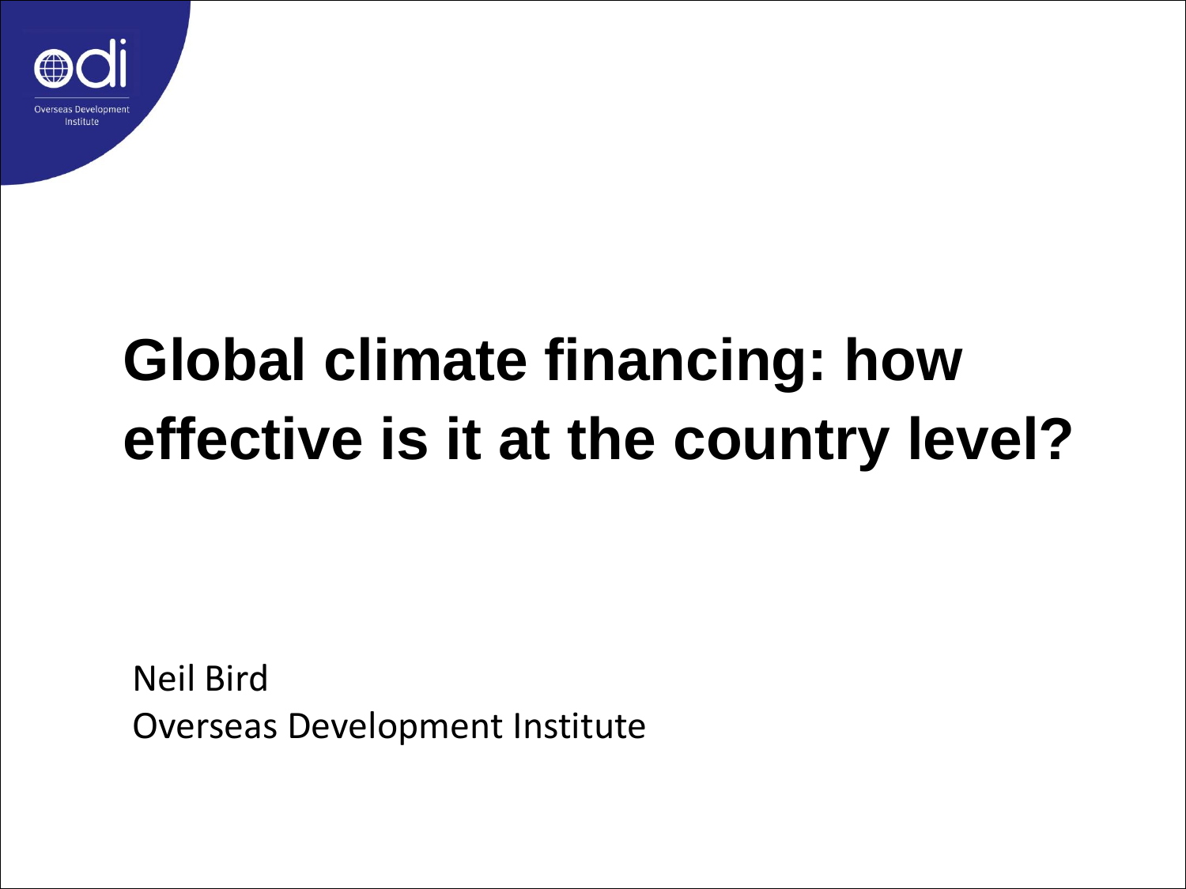# Global climate financing: how effective is it at the country level?

Neil Bird
Overseas Development Institute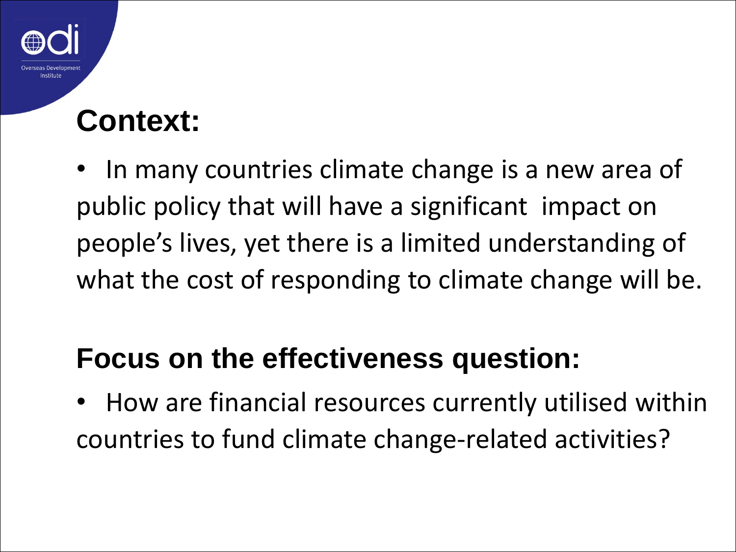## Context:

- In many countries climate change is a new area of public policy that will have a significant impact on people's lives, yet there is a limited understanding of what the cost of responding to climate change will be.

## Focus on the effectiveness question:

- How are financial resources currently utilised within countries to fund climate change-related activities?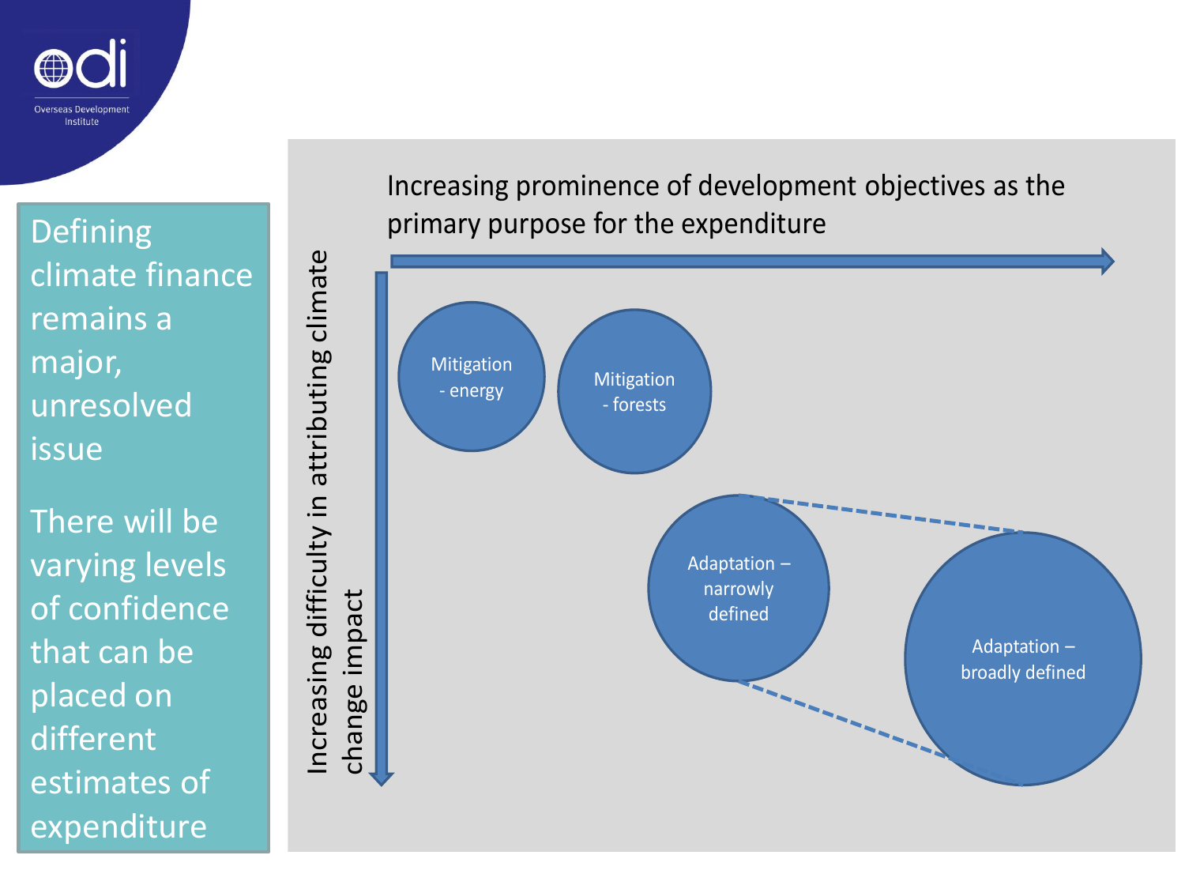Defining climate finance remains a major, unresolved issue

There will be varying levels of confidence that can be placed on different estimates of expenditure

Increasing prominence of development objectives as the primary purpose for the expenditure

Increasing difficulty in attributing climate change impact

Mitigation - energy

Mitigation - forests

Adaptation – narrowly defined

Adaptation – broadly defined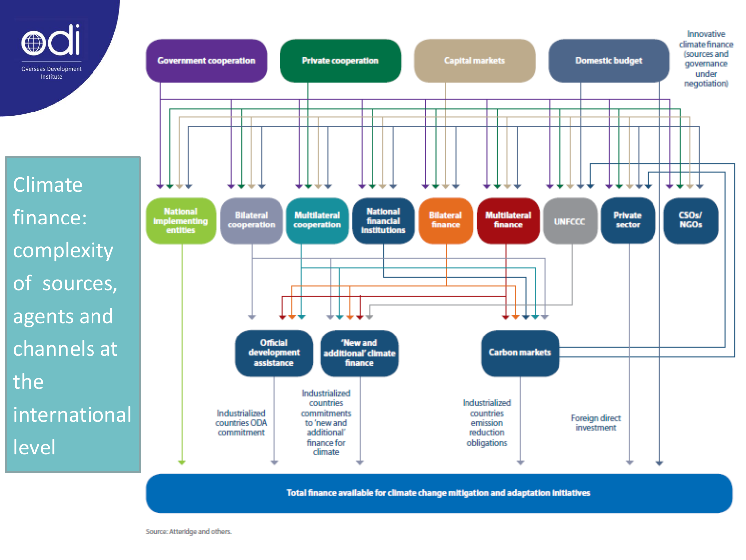# Climate finance: complexity of sources, agents and channels at the international level

Government cooperation

Private cooperation

Capital markets

Domestic budget

Innovative climate finance (sources and governance under negotiation)

National implementing entities

Bilateral cooperation

Multilateral cooperation

National financial institutions

Bilateral finance

Multilateral finance

UNFCCC

Private sector

CSOs/ NGOs

Official development assistance

'New and additional' climate finance

Carbon markets

Industrialized countries ODA commitment

Industrialized countries commitments to 'new and additional' finance for climate

Industrialized countries emission reduction obligations

Foreign direct investment

Total finance available for climate change mitigation and adaptation initiatives

Source: Atteridge and others.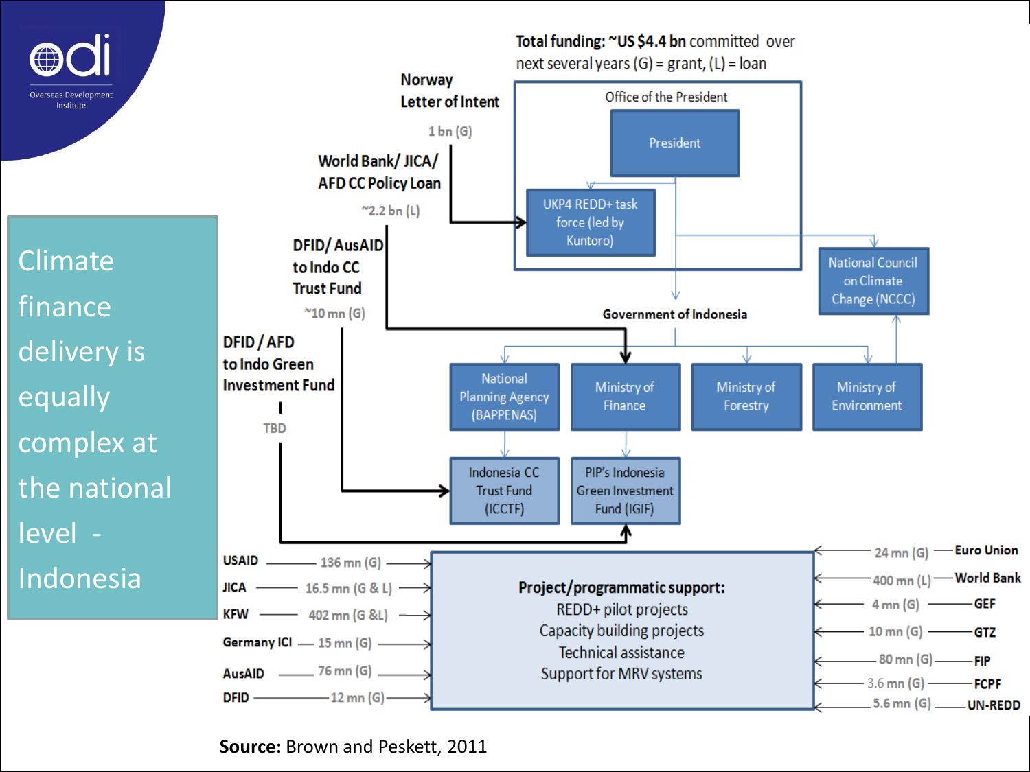# Climate finance delivery is equally complex at the national level - Indonesia

**Total funding: ~US $4.4 bn** committed over next several years (G) = grant, (L) = loan

- **Norway Letter of Intent** — 1 bn (G) → UKP4 REDD+ task force (led by Kuntoro)
- **World Bank/ JICA/ AFD CC Policy Loan** — ~2.2 bn (L) → Ministry of Finance
- **DFID/ AusAID to Indo CC Trust Fund** — ~10 mn (G) → Indonesia CC Trust Fund (ICCTF)
- **DFID / AFD to Indo Green Investment Fund** — TBD → PIP's Indonesia Green Investment Fund (IGIF)

**Office of the President**
- President
- UKP4 REDD+ task force (led by Kuntoro)

National Council on Climate Change (NCCC)

**Government of Indonesia**
- National Planning Agency (BAPPENAS) → Indonesia CC Trust Fund (ICCTF)
- Ministry of Finance → PIP's Indonesia Green Investment Fund (IGIF)
- Ministry of Forestry
- Ministry of Environment

**Project/programmatic support:**
REDD+ pilot projects
Capacity building projects
Technical assistance
Support for MRV systems

| Donor | Amount | Donor | Amount |
|---|---|---|---|
| USAID | 136 mn (G) | Euro Union | 24 mn (G) |
| JICA | 16.5 mn (G & L) | World Bank | 400 mn (L) |
| KFW | 402 mn (G &L) | GEF | 4 mn (G) |
| Germany ICI | 15 mn (G) | GTZ | 10 mn (G) |
| AusAID | 76 mn (G) | FIP | 80 mn (G) |
| DFID | 12 mn (G) | FCPF | 3.6 mn (G) |
| | | UN-REDD | 5.6 mn (G) |

**Source:** Brown and Peskett, 2011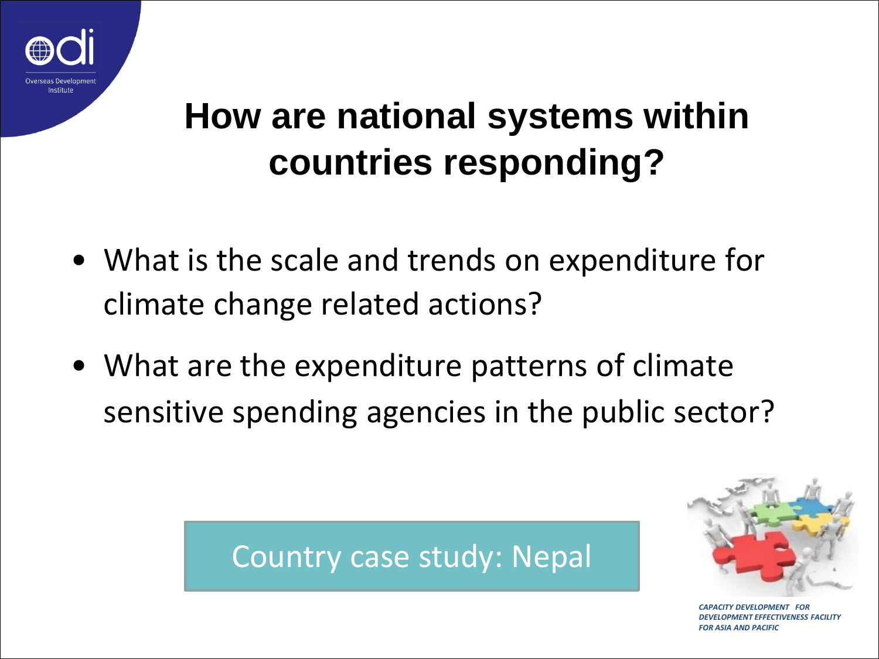# How are national systems within countries responding?

- What is the scale and trends on expenditure for climate change related actions?
- What are the expenditure patterns of climate sensitive spending agencies in the public sector?

Country case study: Nepal

*CAPACITY DEVELOPMENT FOR DEVELOPMENT EFFECTIVENESS FACILITY FOR ASIA AND PACIFIC*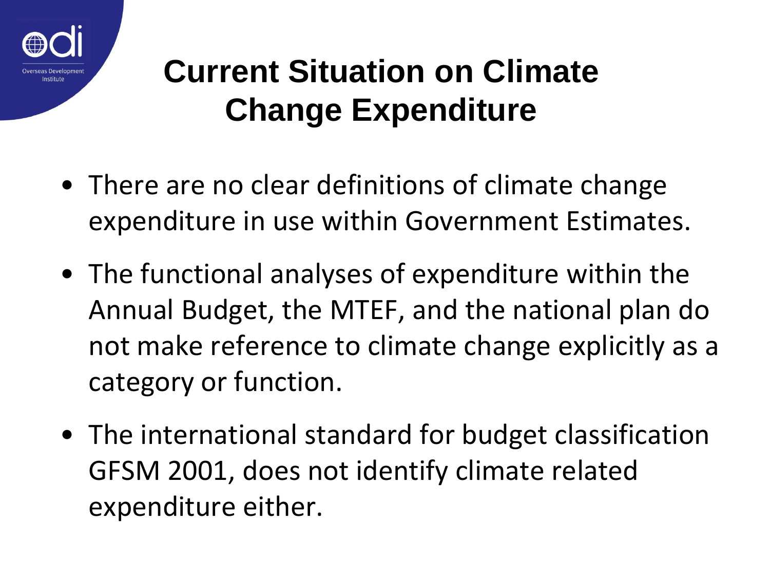# Current Situation on Climate Change Expenditure

- There are no clear definitions of climate change expenditure in use within Government Estimates.
- The functional analyses of expenditure within the Annual Budget, the MTEF, and the national plan do not make reference to climate change explicitly as a category or function.
- The international standard for budget classification GFSM 2001, does not identify climate related expenditure either.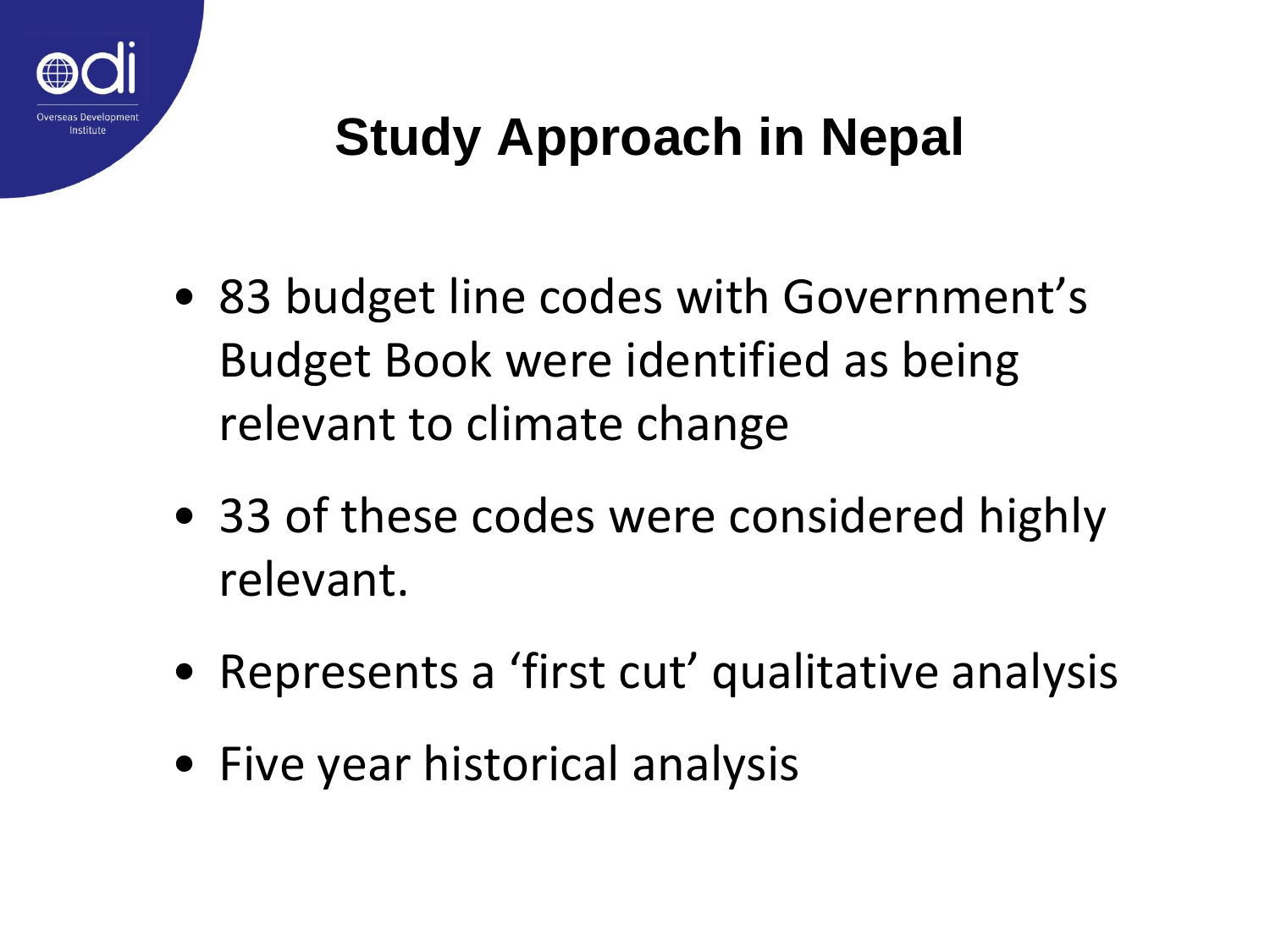# Study Approach in Nepal

- 83 budget line codes with Government's Budget Book were identified as being relevant to climate change
- 33 of these codes were considered highly relevant.
- Represents a 'first cut' qualitative analysis
- Five year historical analysis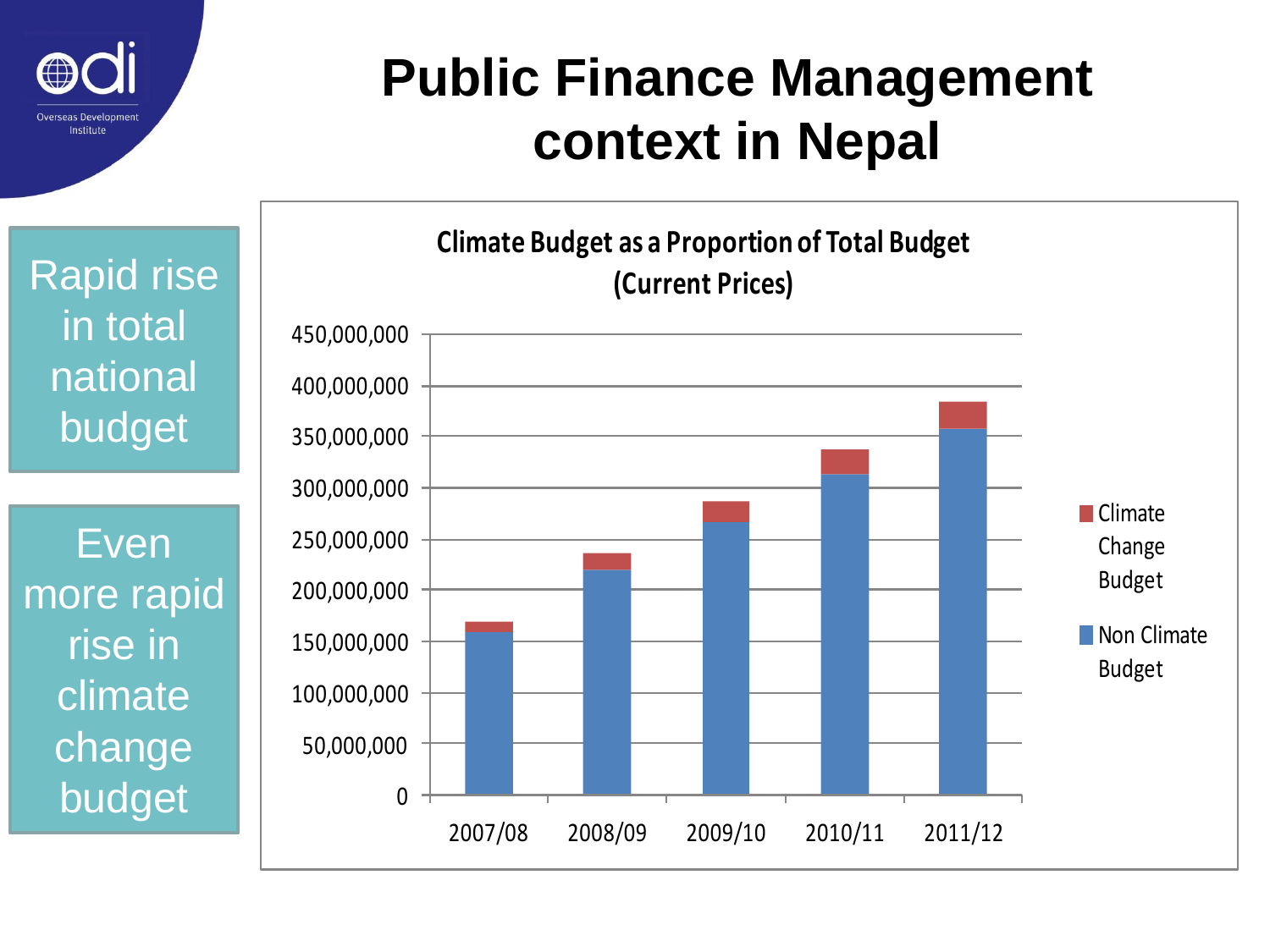# Public Finance Management context in Nepal

Rapid rise in total national budget

Even more rapid rise in climate change budget

**Climate Budget as a Proportion of Total Budget (Current Prices)**

Legend: Climate Change Budget; Non Climate Budget

Y-axis: 0 – 450,000,000

X-axis: 2007/08, 2008/09, 2009/10, 2010/11, 2011/12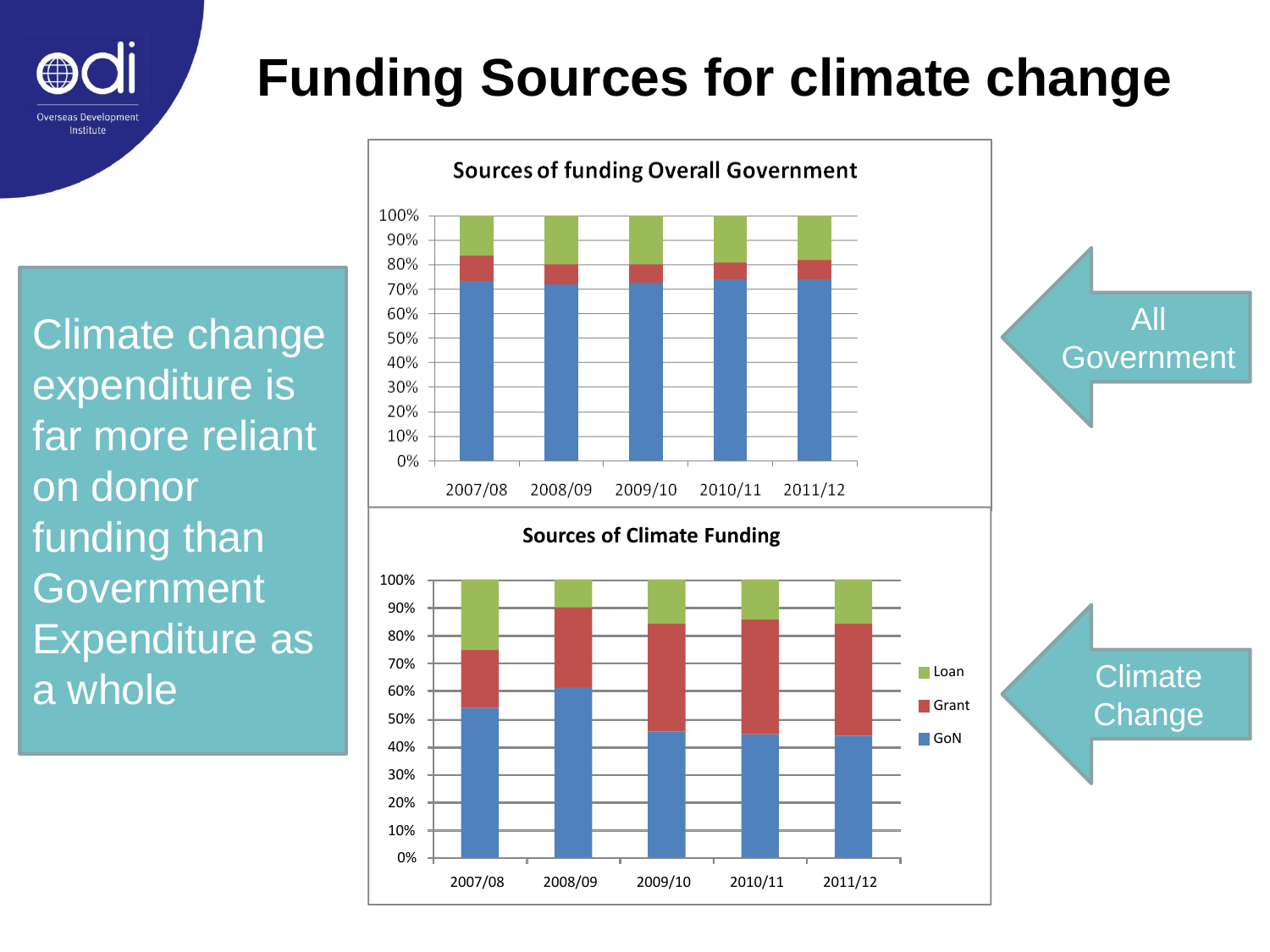# Funding Sources for climate change

Climate change expenditure is far more reliant on donor funding than Government Expenditure as a whole

**Sources of funding Overall Government**

← All Government

**Sources of Climate Funding**

Legend: Loan, Grant, GoN

← Climate Change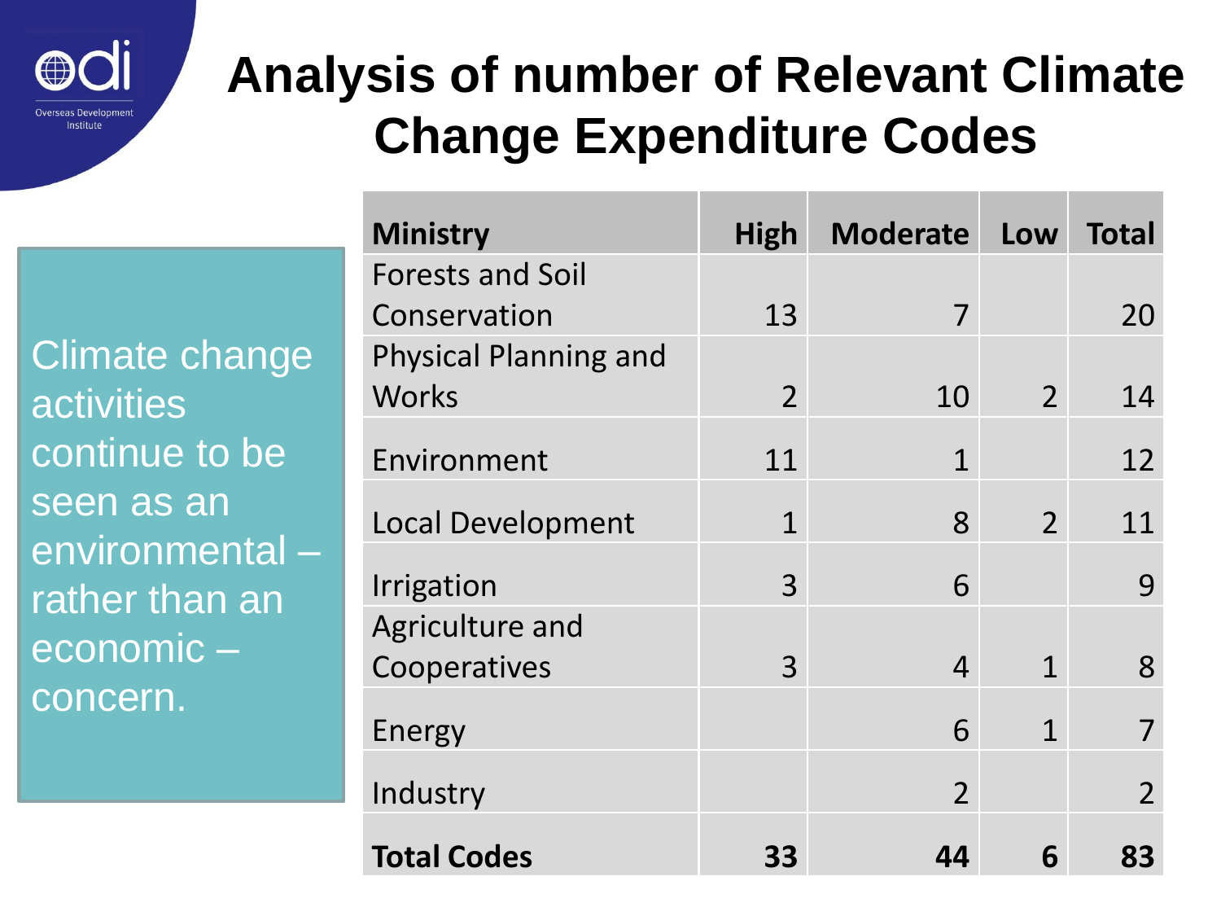# Analysis of number of Relevant Climate Change Expenditure Codes

Climate change activities continue to be seen as an environmental – rather than an economic – concern.

| Ministry | High | Moderate | Low | Total |
|---|---|---|---|---|
| Forests and Soil Conservation | 13 | 7 | | 20 |
| Physical Planning and Works | 2 | 10 | 2 | 14 |
| Environment | 11 | 1 | | 12 |
| Local Development | 1 | 8 | 2 | 11 |
| Irrigation | 3 | 6 | | 9 |
| Agriculture and Cooperatives | 3 | 4 | 1 | 8 |
| Energy | | 6 | 1 | 7 |
| Industry | | 2 | | 2 |
| **Total Codes** | **33** | **44** | **6** | **83** |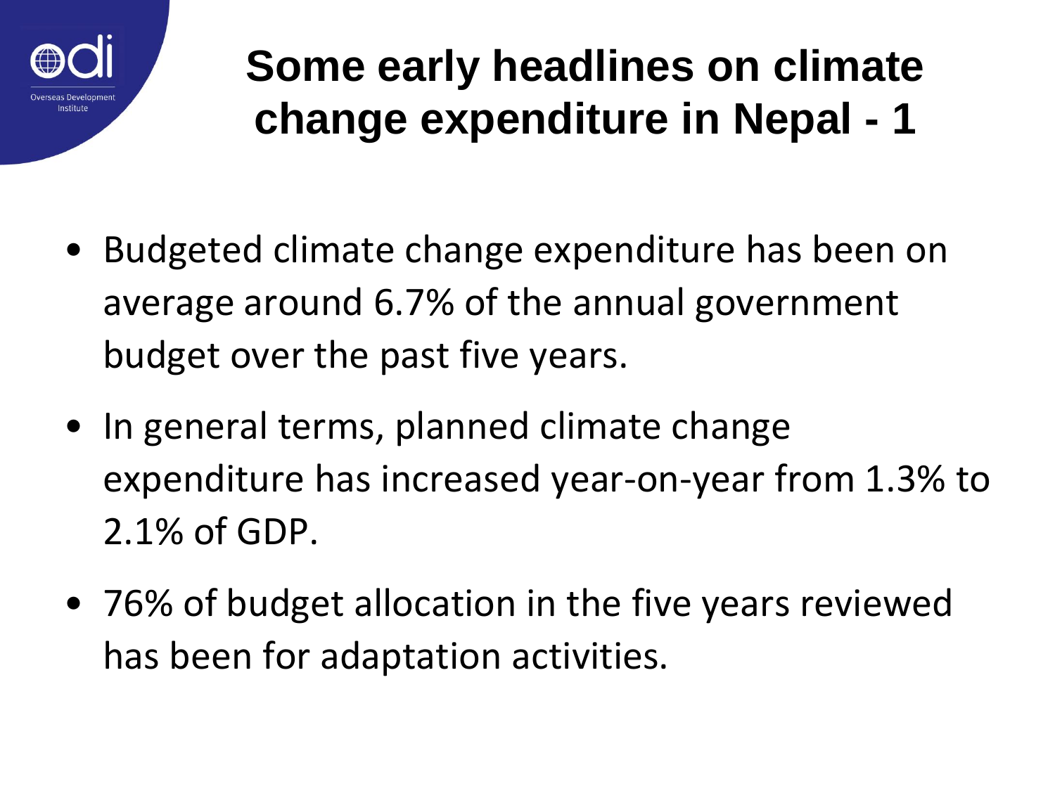# Some early headlines on climate change expenditure in Nepal - 1

- Budgeted climate change expenditure has been on average around 6.7% of the annual government budget over the past five years.
- In general terms, planned climate change expenditure has increased year-on-year from 1.3% to 2.1% of GDP.
- 76% of budget allocation in the five years reviewed has been for adaptation activities.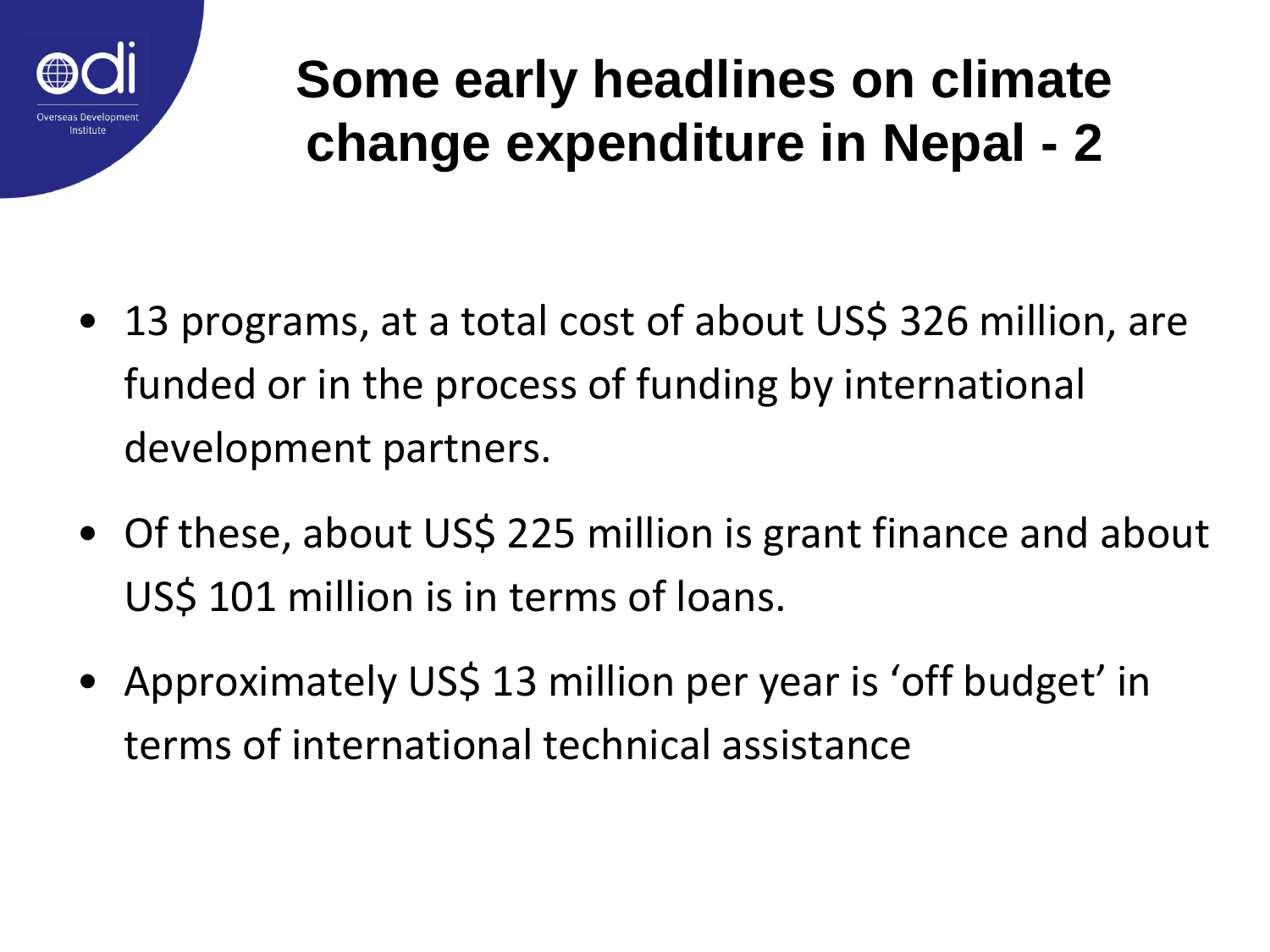# Some early headlines on climate change expenditure in Nepal - 2

- 13 programs, at a total cost of about US$ 326 million, are funded or in the process of funding by international development partners.
- Of these, about US$ 225 million is grant finance and about US$ 101 million is in terms of loans.
- Approximately US$ 13 million per year is 'off budget' in terms of international technical assistance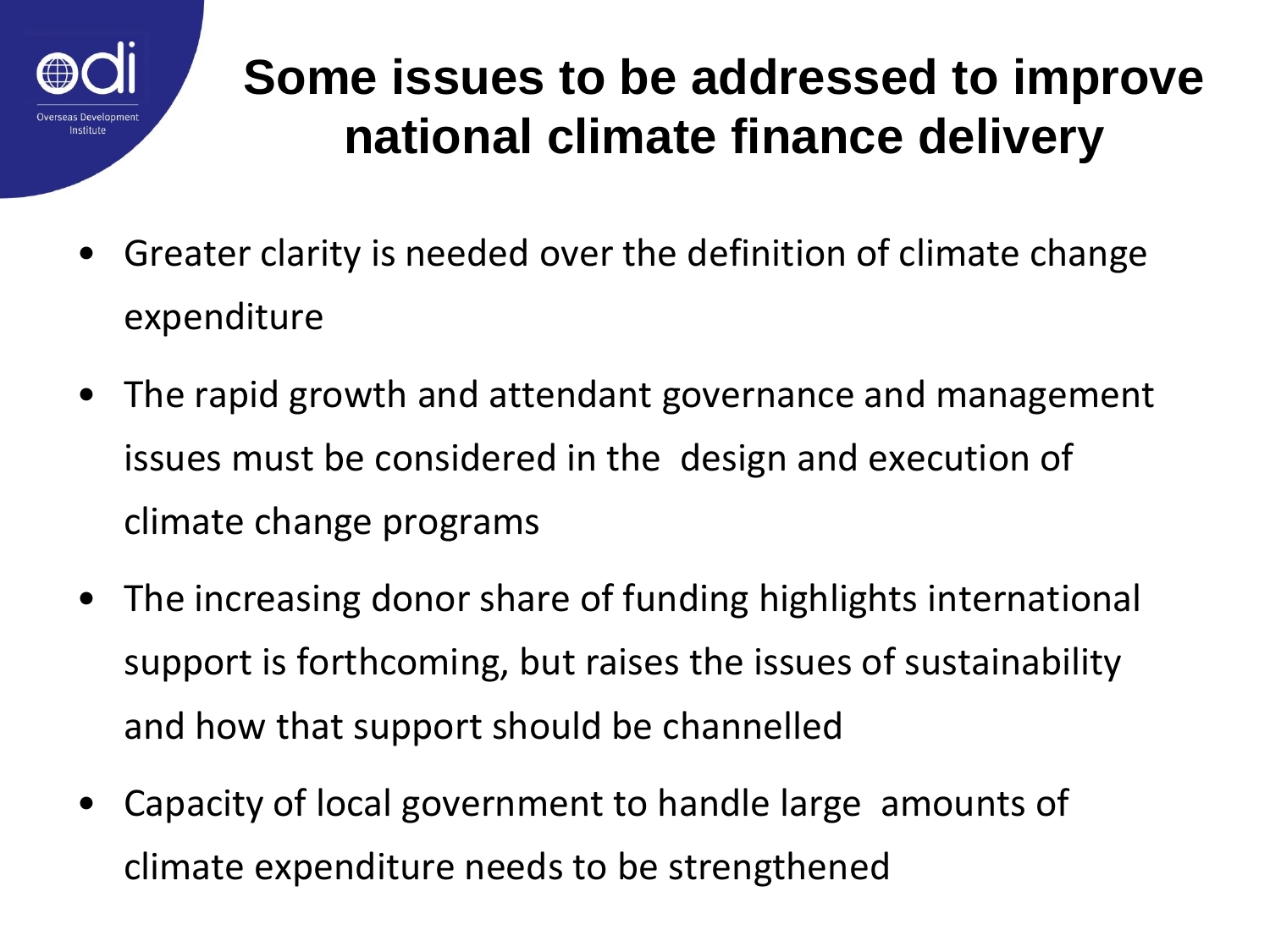# Some issues to be addressed to improve national climate finance delivery

- Greater clarity is needed over the definition of climate change expenditure
- The rapid growth and attendant governance and management issues must be considered in the design and execution of climate change programs
- The increasing donor share of funding highlights international support is forthcoming, but raises the issues of sustainability and how that support should be channelled
- Capacity of local government to handle large amounts of climate expenditure needs to be strengthened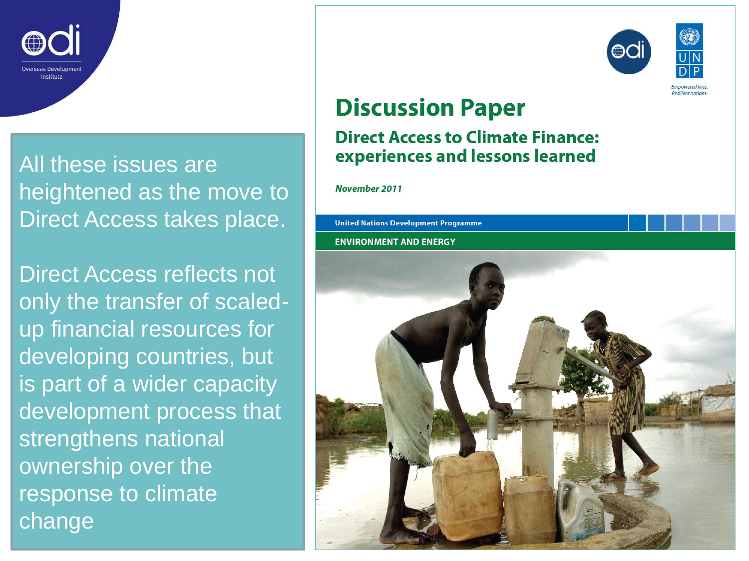All these issues are heightened as the move to Direct Access takes place.

Direct Access reflects not only the transfer of scaled-up financial resources for developing countries, but is part of a wider capacity development process that strengthens national ownership over the response to climate change

# Discussion Paper

## Direct Access to Climate Finance: experiences and lessons learned

*November 2011*

United Nations Development Programme

ENVIRONMENT AND ENERGY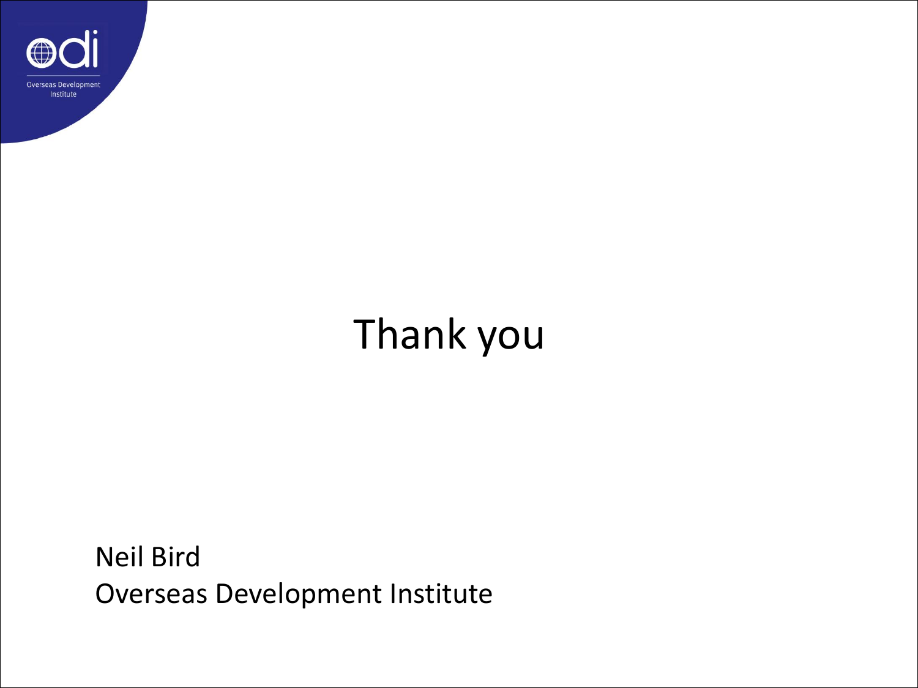# Thank you

Neil Bird
Overseas Development Institute